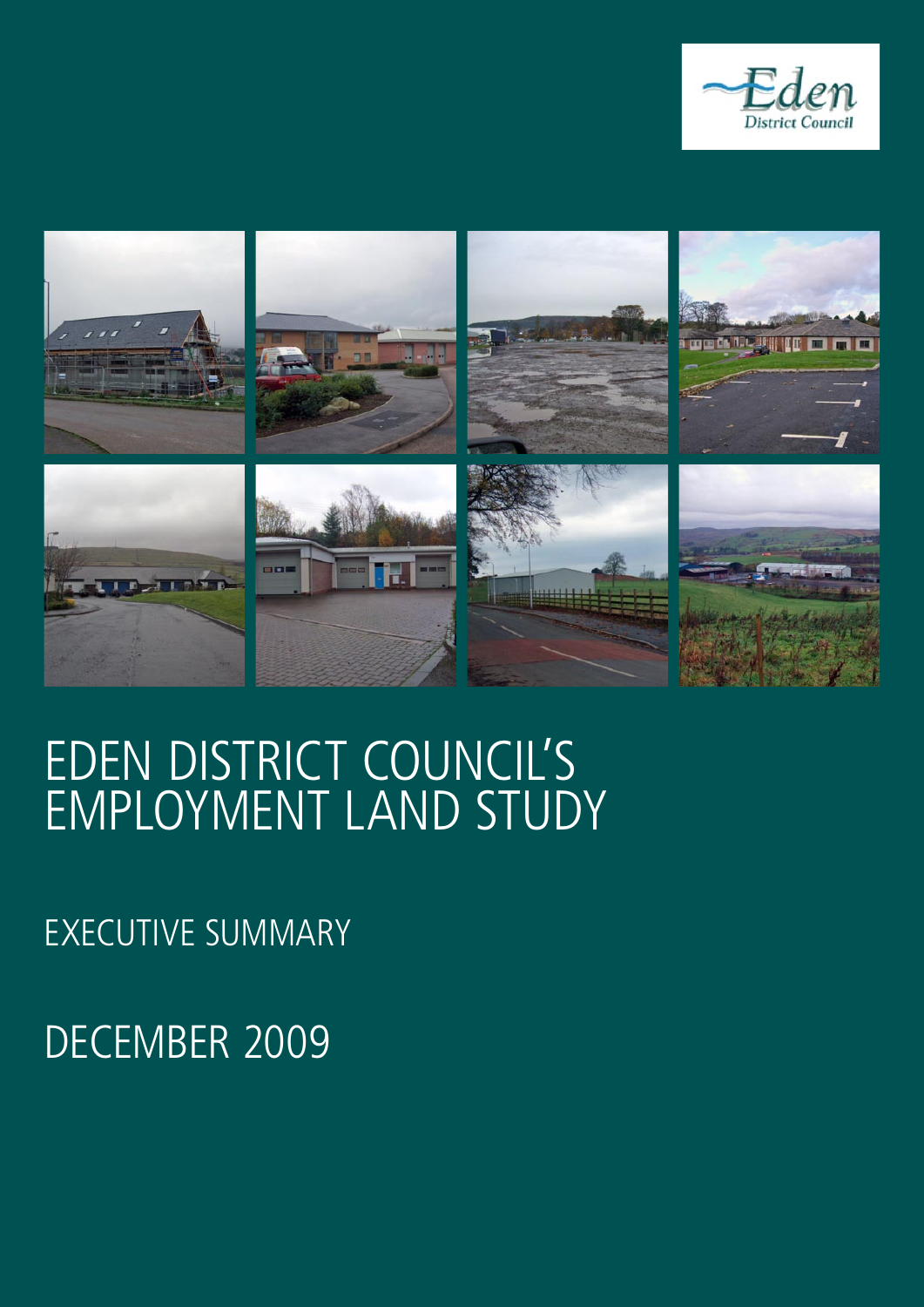# EDEN DISTRICT COUNCIL'S EMPLOYMENT LAND STUDY

## EXECUTIVE SUMMARY

## DECEMBER 2009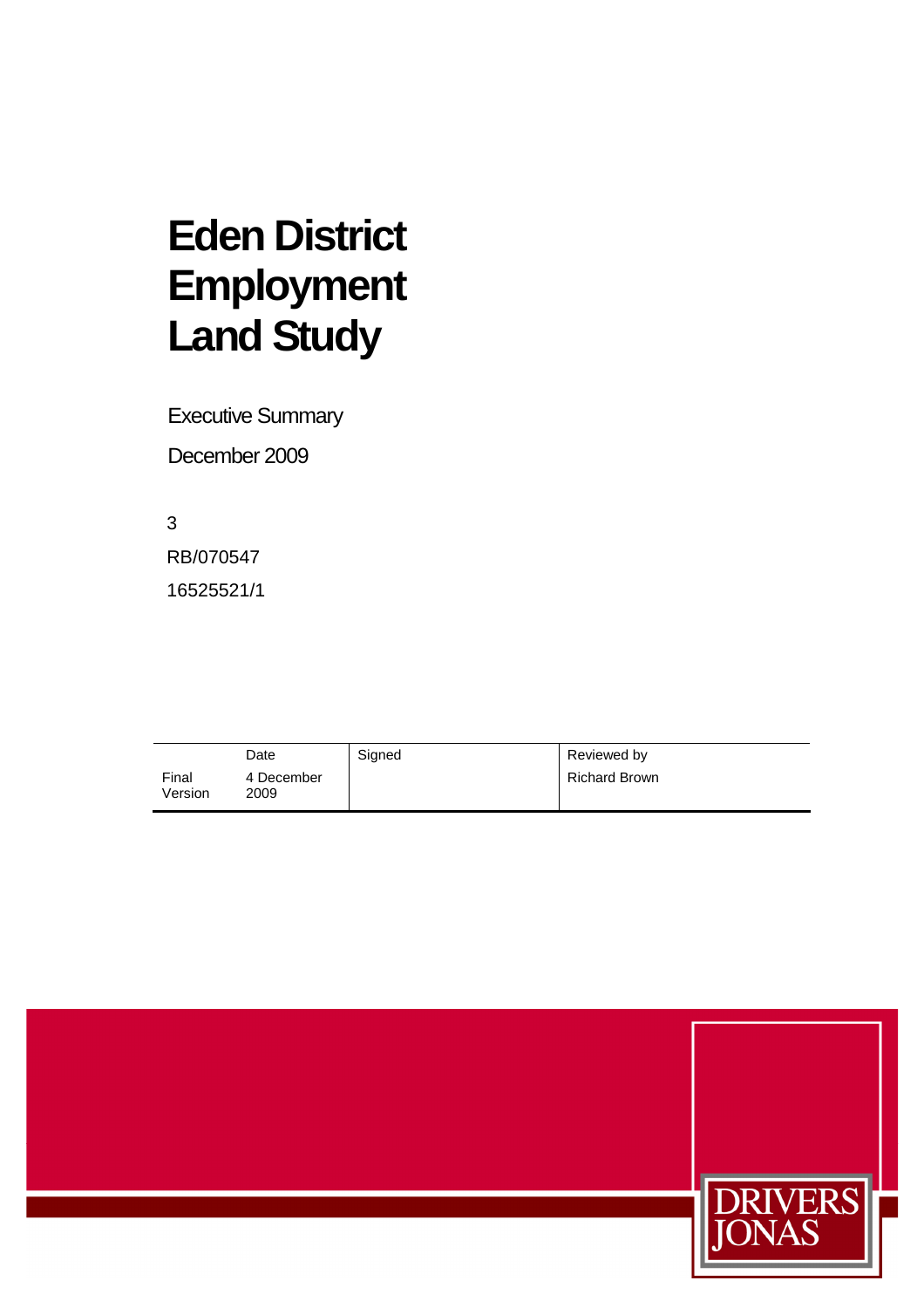# Eden District Employment Land Study

Executive Summary

December 2009

3

RB/070547

16525521/1

| | Date | Signed | Reviewed by |
|---|---|---|---|
| Final Version | 4 December 2009 | | Richard Brown |

DRIVERS JONAS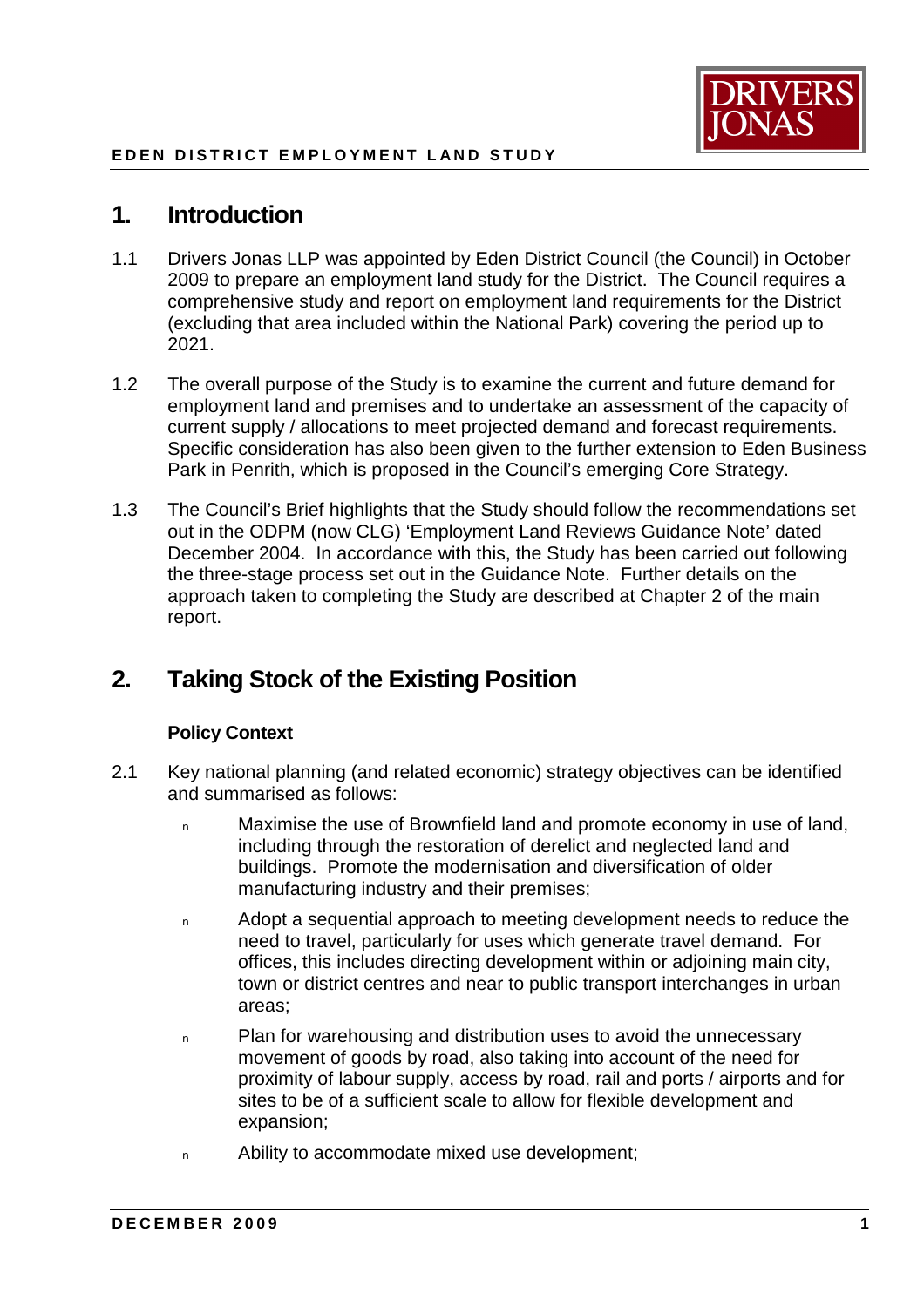# 1. Introduction

1.1 Drivers Jonas LLP was appointed by Eden District Council (the Council) in October 2009 to prepare an employment land study for the District. The Council requires a comprehensive study and report on employment land requirements for the District (excluding that area included within the National Park) covering the period up to 2021.

1.2 The overall purpose of the Study is to examine the current and future demand for employment land and premises and to undertake an assessment of the capacity of current supply / allocations to meet projected demand and forecast requirements. Specific consideration has also been given to the further extension to Eden Business Park in Penrith, which is proposed in the Council's emerging Core Strategy.

1.3 The Council's Brief highlights that the Study should follow the recommendations set out in the ODPM (now CLG) 'Employment Land Reviews Guidance Note' dated December 2004. In accordance with this, the Study has been carried out following the three-stage process set out in the Guidance Note. Further details on the approach taken to completing the Study are described at Chapter 2 of the main report.

# 2. Taking Stock of the Existing Position

### Policy Context

2.1 Key national planning (and related economic) strategy objectives can be identified and summarised as follows:

- Maximise the use of Brownfield land and promote economy in use of land, including through the restoration of derelict and neglected land and buildings. Promote the modernisation and diversification of older manufacturing industry and their premises;
- Adopt a sequential approach to meeting development needs to reduce the need to travel, particularly for uses which generate travel demand. For offices, this includes directing development within or adjoining main city, town or district centres and near to public transport interchanges in urban areas;
- Plan for warehousing and distribution uses to avoid the unnecessary movement of goods by road, also taking into account of the need for proximity of labour supply, access by road, rail and ports / airports and for sites to be of a sufficient scale to allow for flexible development and expansion;
- Ability to accommodate mixed use development;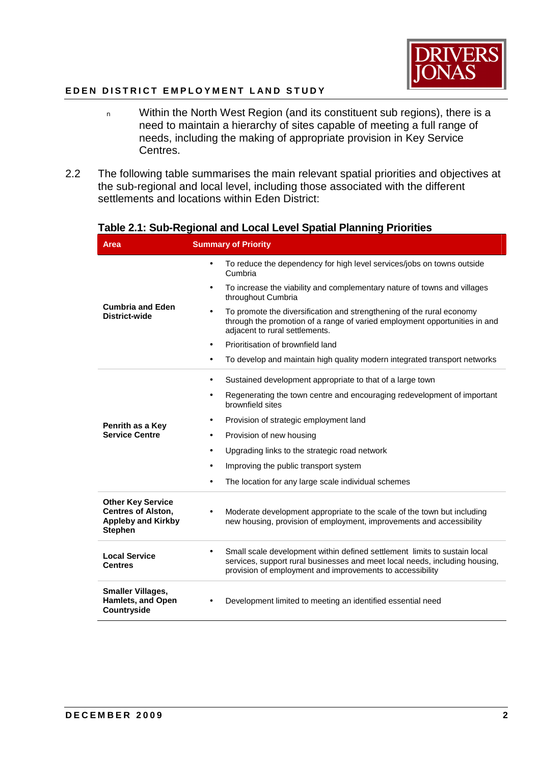- Within the North West Region (and its constituent sub regions), there is a need to maintain a hierarchy of sites capable of meeting a full range of needs, including the making of appropriate provision in Key Service Centres.

2.2 The following table summarises the main relevant spatial priorities and objectives at the sub-regional and local level, including those associated with the different settlements and locations within Eden District:

**Table 2.1: Sub-Regional and Local Level Spatial Planning Priorities**

| Area | Summary of Priority |
|---|---|
| **Cumbria and Eden District-wide** | • To reduce the dependency for high level services/jobs on towns outside Cumbria<br>• To increase the viability and complementary nature of towns and villages throughout Cumbria<br>• To promote the diversification and strengthening of the rural economy through the promotion of a range of varied employment opportunities in and adjacent to rural settlements.<br>• Prioritisation of brownfield land<br>• To develop and maintain high quality modern integrated transport networks |
| **Penrith as a Key Service Centre** | • Sustained development appropriate to that of a large town<br>• Regenerating the town centre and encouraging redevelopment of important brownfield sites<br>• Provision of strategic employment land<br>• Provision of new housing<br>• Upgrading links to the strategic road network<br>• Improving the public transport system<br>• The location for any large scale individual schemes |
| **Other Key Service Centres of Alston, Appleby and Kirkby Stephen** | • Moderate development appropriate to the scale of the town but including new housing, provision of employment, improvements and accessibility |
| **Local Service Centres** | • Small scale development within defined settlement limits to sustain local services, support rural businesses and meet local needs, including housing, provision of employment and improvements to accessibility |
| **Smaller Villages, Hamlets, and Open Countryside** | • Development limited to meeting an identified essential need |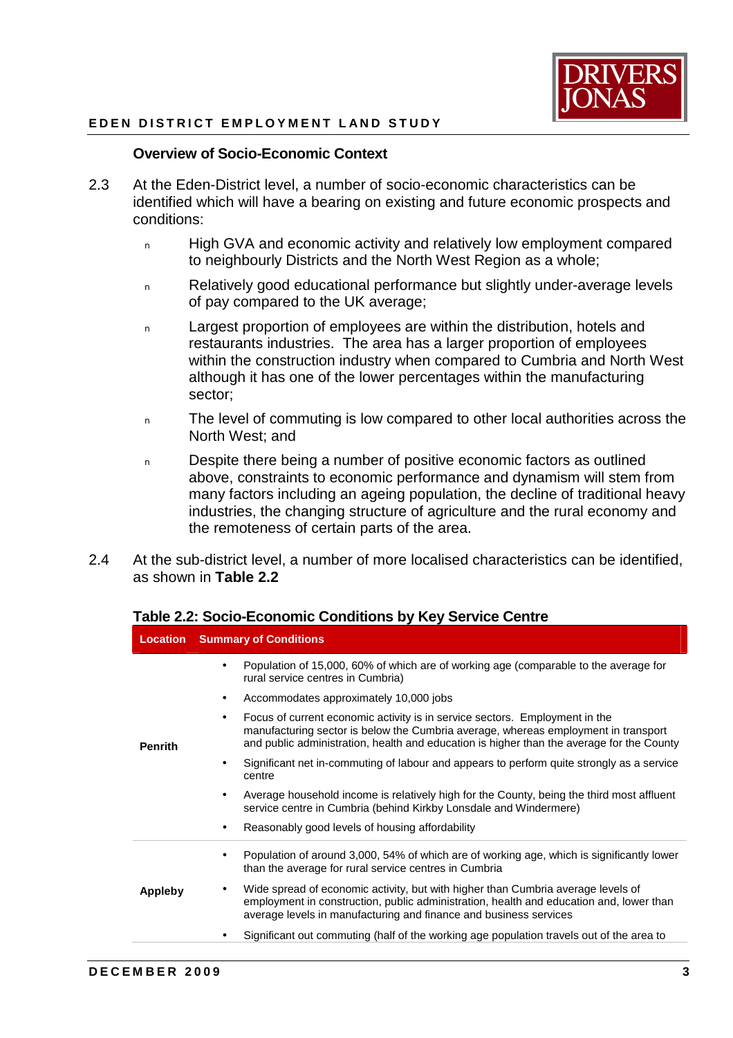### Overview of Socio-Economic Context

2.3 At the Eden-District level, a number of socio-economic characteristics can be identified which will have a bearing on existing and future economic prospects and conditions:

- High GVA and economic activity and relatively low employment compared to neighbourly Districts and the North West Region as a whole;
- Relatively good educational performance but slightly under-average levels of pay compared to the UK average;
- Largest proportion of employees are within the distribution, hotels and restaurants industries. The area has a larger proportion of employees within the construction industry when compared to Cumbria and North West although it has one of the lower percentages within the manufacturing sector;
- The level of commuting is low compared to other local authorities across the North West; and
- Despite there being a number of positive economic factors as outlined above, constraints to economic performance and dynamism will stem from many factors including an ageing population, the decline of traditional heavy industries, the changing structure of agriculture and the rural economy and the remoteness of certain parts of the area.

2.4 At the sub-district level, a number of more localised characteristics can be identified, as shown in **Table 2.2**

**Table 2.2: Socio-Economic Conditions by Key Service Centre**

| Location | Summary of Conditions |
|---|---|
| **Penrith** | • Population of 15,000, 60% of which are of working age (comparable to the average for rural service centres in Cumbria)<br>• Accommodates approximately 10,000 jobs<br>• Focus of current economic activity is in service sectors. Employment in the manufacturing sector is below the Cumbria average, whereas employment in transport and public administration, health and education is higher than the average for the County<br>• Significant net in-commuting of labour and appears to perform quite strongly as a service centre<br>• Average household income is relatively high for the County, being the third most affluent service centre in Cumbria (behind Kirkby Lonsdale and Windermere)<br>• Reasonably good levels of housing affordability |
| **Appleby** | • Population of around 3,000, 54% of which are of working age, which is significantly lower than the average for rural service centres in Cumbria<br>• Wide spread of economic activity, but with higher than Cumbria average levels of employment in construction, public administration, health and education and, lower than average levels in manufacturing and finance and business services<br>• Significant out commuting (half of the working age population travels out of the area to |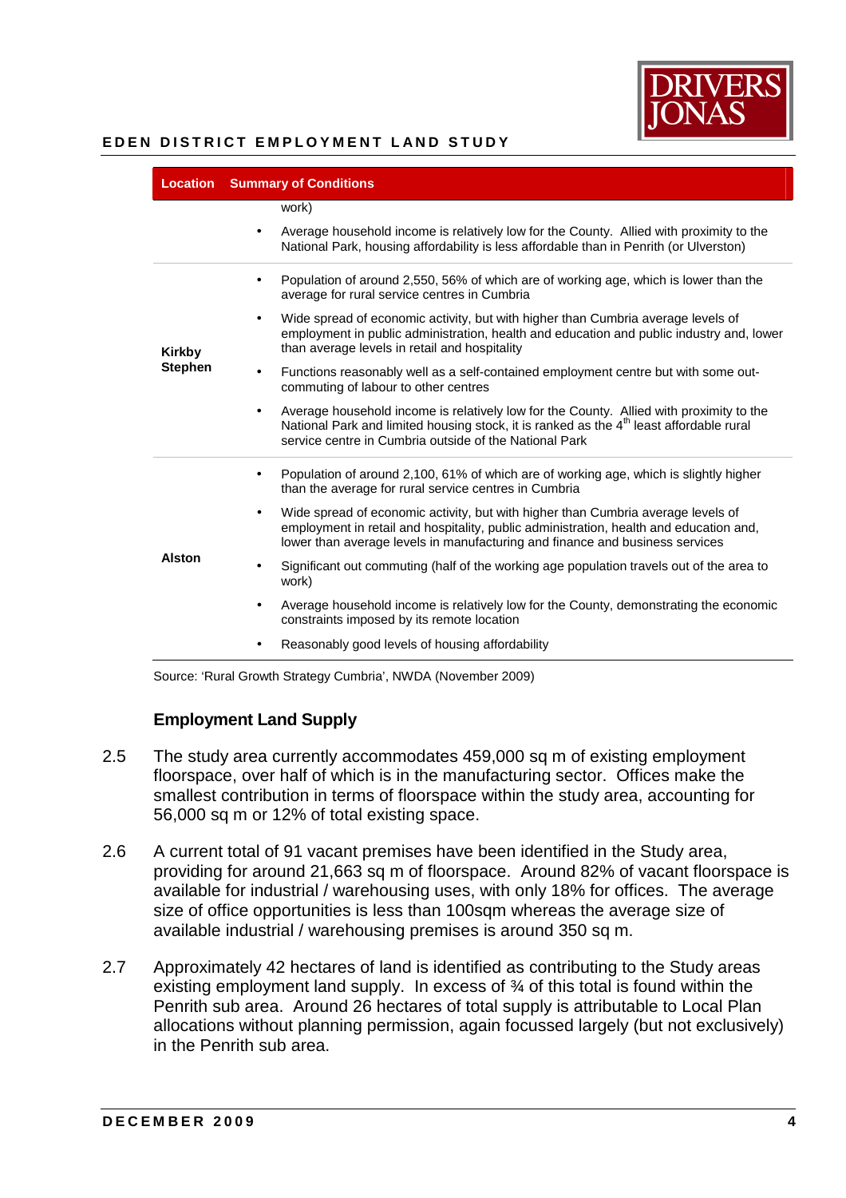| Location | Summary of Conditions |
|---|---|
| | work)<br>• Average household income is relatively low for the County. Allied with proximity to the National Park, housing affordability is less affordable than in Penrith (or Ulverston) |
| **Kirkby Stephen** | • Population of around 2,550, 56% of which are of working age, which is lower than the average for rural service centres in Cumbria<br>• Wide spread of economic activity, but with higher than Cumbria average levels of employment in public administration, health and education and public industry and, lower than average levels in retail and hospitality<br>• Functions reasonably well as a self-contained employment centre but with some out-commuting of labour to other centres<br>• Average household income is relatively low for the County. Allied with proximity to the National Park and limited housing stock, it is ranked as the 4th least affordable rural service centre in Cumbria outside of the National Park |
| **Alston** | • Population of around 2,100, 61% of which are of working age, which is slightly higher than the average for rural service centres in Cumbria<br>• Wide spread of economic activity, but with higher than Cumbria average levels of employment in retail and hospitality, public administration, health and education and, lower than average levels in manufacturing and finance and business services<br>• Significant out commuting (half of the working age population travels out of the area to work)<br>• Average household income is relatively low for the County, demonstrating the economic constraints imposed by its remote location<br>• Reasonably good levels of housing affordability |

Source: 'Rural Growth Strategy Cumbria', NWDA (November 2009)

### Employment Land Supply

2.5 The study area currently accommodates 459,000 sq m of existing employment floorspace, over half of which is in the manufacturing sector. Offices make the smallest contribution in terms of floorspace within the study area, accounting for 56,000 sq m or 12% of total existing space.

2.6 A current total of 91 vacant premises have been identified in the Study area, providing for around 21,663 sq m of floorspace. Around 82% of vacant floorspace is available for industrial / warehousing uses, with only 18% for offices. The average size of office opportunities is less than 100sqm whereas the average size of available industrial / warehousing premises is around 350 sq m.

2.7 Approximately 42 hectares of land is identified as contributing to the Study areas existing employment land supply. In excess of ¾ of this total is found within the Penrith sub area. Around 26 hectares of total supply is attributable to Local Plan allocations without planning permission, again focussed largely (but not exclusively) in the Penrith sub area.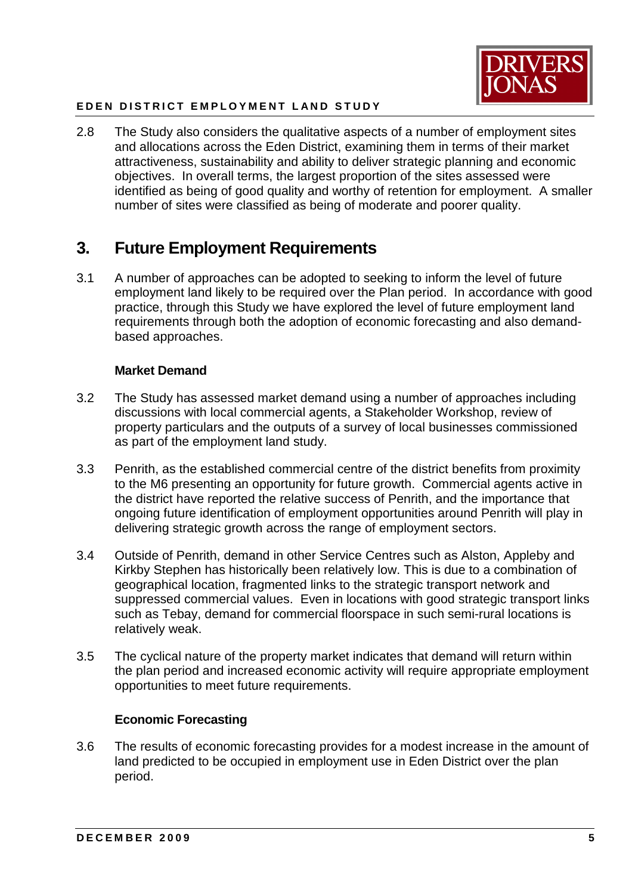2.8 The Study also considers the qualitative aspects of a number of employment sites and allocations across the Eden District, examining them in terms of their market attractiveness, sustainability and ability to deliver strategic planning and economic objectives. In overall terms, the largest proportion of the sites assessed were identified as being of good quality and worthy of retention for employment. A smaller number of sites were classified as being of moderate and poorer quality.

## 3. Future Employment Requirements

3.1 A number of approaches can be adopted to seeking to inform the level of future employment land likely to be required over the Plan period. In accordance with good practice, through this Study we have explored the level of future employment land requirements through both the adoption of economic forecasting and also demand-based approaches.

### Market Demand

3.2 The Study has assessed market demand using a number of approaches including discussions with local commercial agents, a Stakeholder Workshop, review of property particulars and the outputs of a survey of local businesses commissioned as part of the employment land study.

3.3 Penrith, as the established commercial centre of the district benefits from proximity to the M6 presenting an opportunity for future growth. Commercial agents active in the district have reported the relative success of Penrith, and the importance that ongoing future identification of employment opportunities around Penrith will play in delivering strategic growth across the range of employment sectors.

3.4 Outside of Penrith, demand in other Service Centres such as Alston, Appleby and Kirkby Stephen has historically been relatively low. This is due to a combination of geographical location, fragmented links to the strategic transport network and suppressed commercial values. Even in locations with good strategic transport links such as Tebay, demand for commercial floorspace in such semi-rural locations is relatively weak.

3.5 The cyclical nature of the property market indicates that demand will return within the plan period and increased economic activity will require appropriate employment opportunities to meet future requirements.

### Economic Forecasting

3.6 The results of economic forecasting provides for a modest increase in the amount of land predicted to be occupied in employment use in Eden District over the plan period.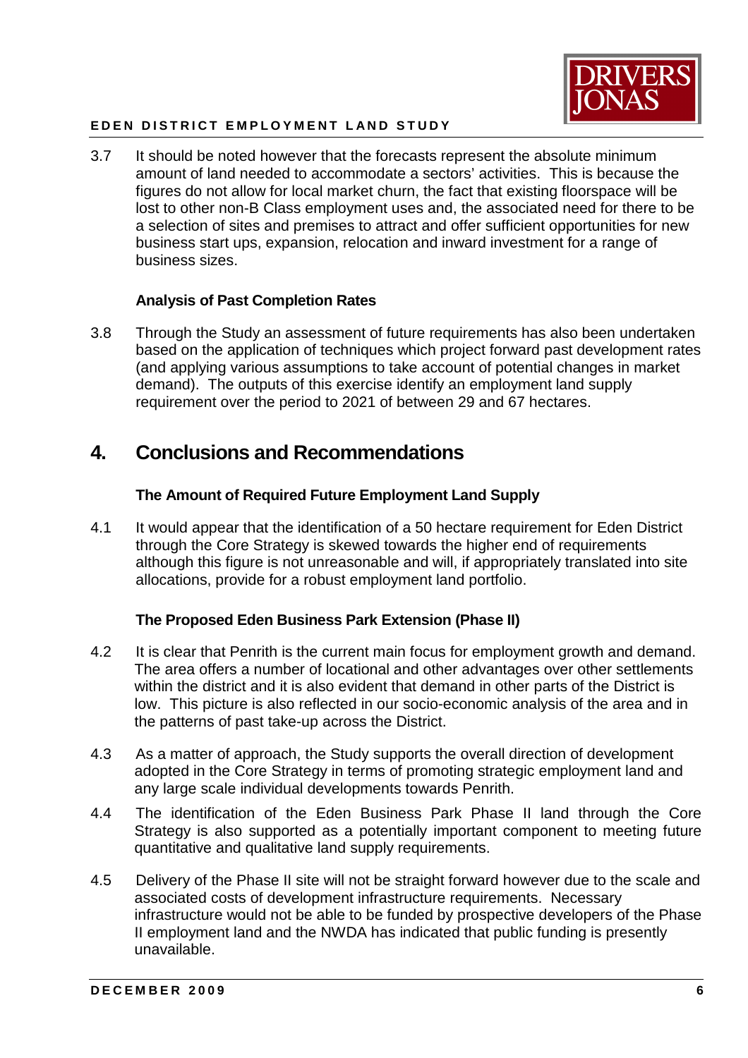3.7 It should be noted however that the forecasts represent the absolute minimum amount of land needed to accommodate a sectors' activities. This is because the figures do not allow for local market churn, the fact that existing floorspace will be lost to other non-B Class employment uses and, the associated need for there to be a selection of sites and premises to attract and offer sufficient opportunities for new business start ups, expansion, relocation and inward investment for a range of business sizes.

### Analysis of Past Completion Rates

3.8 Through the Study an assessment of future requirements has also been undertaken based on the application of techniques which project forward past development rates (and applying various assumptions to take account of potential changes in market demand). The outputs of this exercise identify an employment land supply requirement over the period to 2021 of between 29 and 67 hectares.

## 4. Conclusions and Recommendations

### The Amount of Required Future Employment Land Supply

4.1 It would appear that the identification of a 50 hectare requirement for Eden District through the Core Strategy is skewed towards the higher end of requirements although this figure is not unreasonable and will, if appropriately translated into site allocations, provide for a robust employment land portfolio.

### The Proposed Eden Business Park Extension (Phase II)

4.2 It is clear that Penrith is the current main focus for employment growth and demand. The area offers a number of locational and other advantages over other settlements within the district and it is also evident that demand in other parts of the District is low. This picture is also reflected in our socio-economic analysis of the area and in the patterns of past take-up across the District.

4.3 As a matter of approach, the Study supports the overall direction of development adopted in the Core Strategy in terms of promoting strategic employment land and any large scale individual developments towards Penrith.

4.4 The identification of the Eden Business Park Phase II land through the Core Strategy is also supported as a potentially important component to meeting future quantitative and qualitative land supply requirements.

4.5 Delivery of the Phase II site will not be straight forward however due to the scale and associated costs of development infrastructure requirements. Necessary infrastructure would not be able to be funded by prospective developers of the Phase II employment land and the NWDA has indicated that public funding is presently unavailable.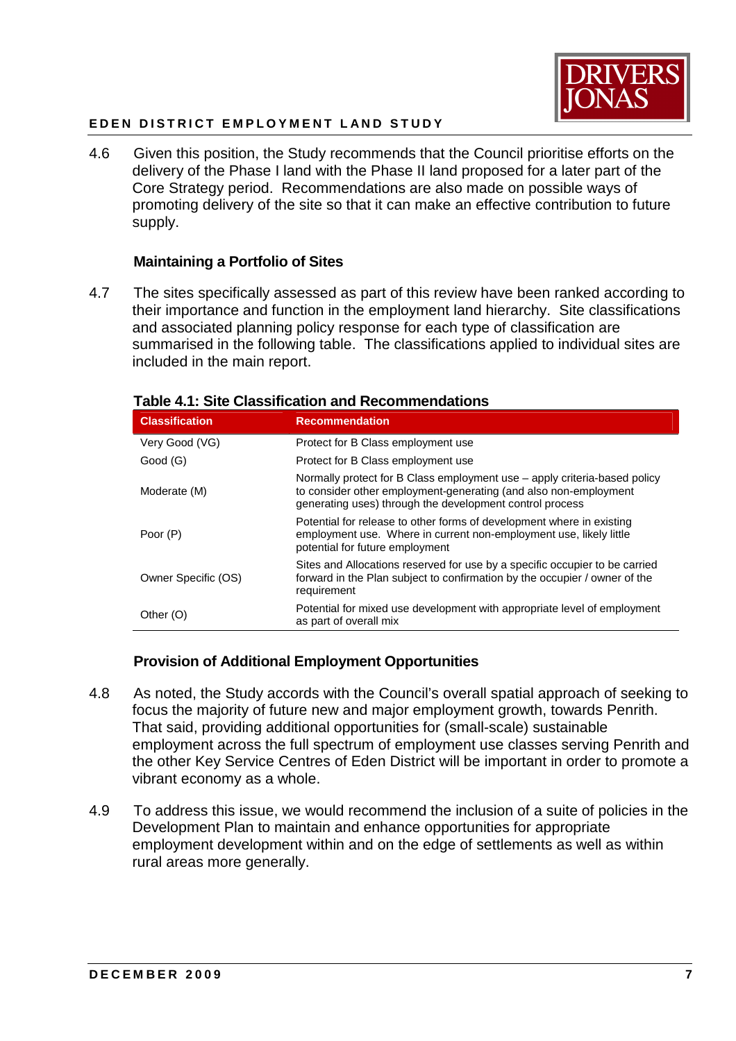4.6 Given this position, the Study recommends that the Council prioritise efforts on the delivery of the Phase I land with the Phase II land proposed for a later part of the Core Strategy period. Recommendations are also made on possible ways of promoting delivery of the site so that it can make an effective contribution to future supply.

### Maintaining a Portfolio of Sites

4.7 The sites specifically assessed as part of this review have been ranked according to their importance and function in the employment land hierarchy. Site classifications and associated planning policy response for each type of classification are summarised in the following table. The classifications applied to individual sites are included in the main report.

**Table 4.1: Site Classification and Recommendations**

| Classification | Recommendation |
|---|---|
| Very Good (VG) | Protect for B Class employment use |
| Good (G) | Protect for B Class employment use |
| Moderate (M) | Normally protect for B Class employment use – apply criteria-based policy to consider other employment-generating (and also non-employment generating uses) through the development control process |
| Poor (P) | Potential for release to other forms of development where in existing employment use. Where in current non-employment use, likely little potential for future employment |
| Owner Specific (OS) | Sites and Allocations reserved for use by a specific occupier to be carried forward in the Plan subject to confirmation by the occupier / owner of the requirement |
| Other (O) | Potential for mixed use development with appropriate level of employment as part of overall mix |

### Provision of Additional Employment Opportunities

4.8 As noted, the Study accords with the Council's overall spatial approach of seeking to focus the majority of future new and major employment growth, towards Penrith. That said, providing additional opportunities for (small-scale) sustainable employment across the full spectrum of employment use classes serving Penrith and the other Key Service Centres of Eden District will be important in order to promote a vibrant economy as a whole.

4.9 To address this issue, we would recommend the inclusion of a suite of policies in the Development Plan to maintain and enhance opportunities for appropriate employment development within and on the edge of settlements as well as within rural areas more generally.